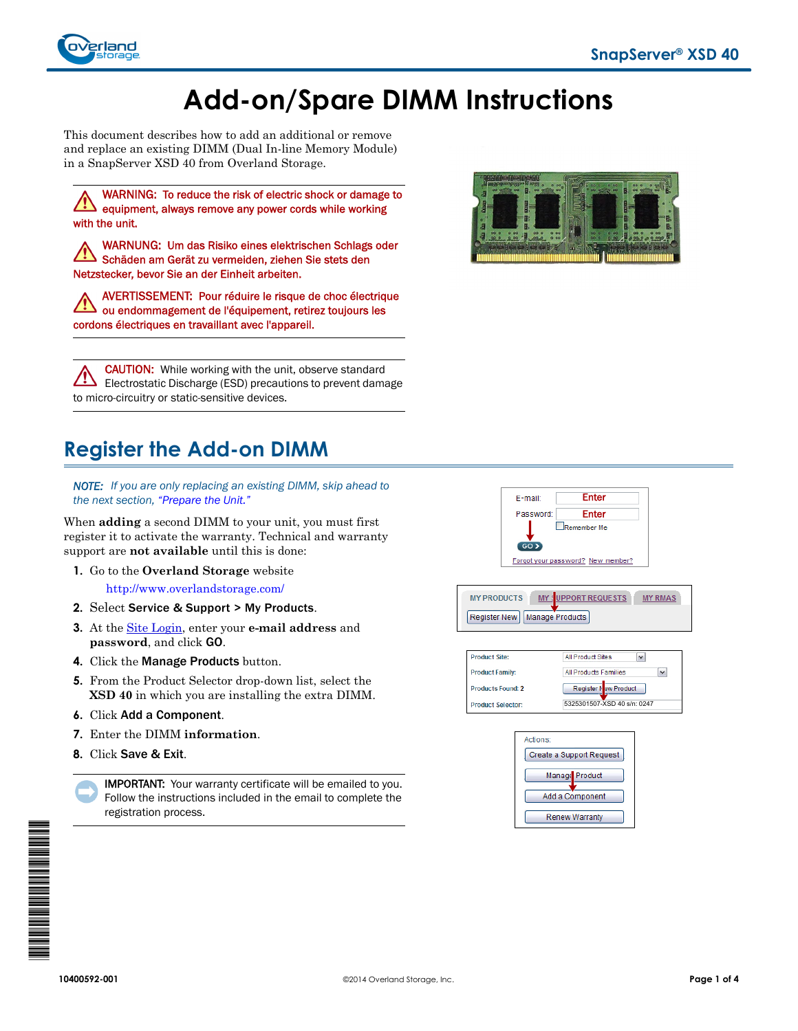# Add-on/Spare DIMM Instructions

This document describes how to add an additional or remove and replace an existing DIMM (Dual In-line Memory Module) in a SnapServer XSD 40 from Overland Storage.

WARNING: To reduce the risk of electric shock or damage to equipment, always remove any power cords while working with the unit.

WARNUNG: Um das Risiko eines elektrischen Schlags oder Schäden am Gerät zu vermeiden, ziehen Sie stets den Netzstecker, bevor Sie an der Einheit arbeiten.

AVERTISSEMENT: Pour réduire le risque de choc électrique ou endommagement de l'équipement, retirez toujours les cordons électriques en travaillant avec l'appareil.

CAUTION: While working with the unit, observe standard Electrostatic Discharge (ESD) precautions to prevent damage to micro-circuitry or static-sensitive devices.

## Register the Add-on DIMM

*NOTE: If you are only replacing an existing DIMM, skip ahead to the next section, "Prepare the Unit."*

When **adding** a second DIMM to your unit, you must first register it to activate the warranty. Technical and warranty support are **not available** until this is done:

1. Go to the **Overland Storage** website
   http://www.overlandstorage.com/
2. Select **Service & Support > My Products**.
3. At the Site Login, enter your **e-mail address** and **password**, and click **GO**.
4. Click the **Manage Products** button.
5. From the Product Selector drop-down list, select the **XSD 40** in which you are installing the extra DIMM.
6. Click **Add a Component**.
7. Enter the DIMM **information**.
8. Click **Save & Exit**.

IMPORTANT: Your warranty certificate will be emailed to you. Follow the instructions included in the email to complete the registration process.

E-mail: Enter
Password: Enter
Remember Me
GO
Forgot your password? New member?

MY PRODUCTS | MY SUPPORT REQUESTS | MY RMAS
Register New | Manage Products

| | |
|---|---|
| Product Site: | All Product Sites |
| Product Family: | All Products Families |
| Products Found: 2 | Register New Product |
| Product Selector: | 5325301507-XSD 40 s/n: 0247 |

Actions:
Create a Support Request
Manage Product
Add a Component
Renew Warranty

10400592-001

©2014 Overland Storage, Inc.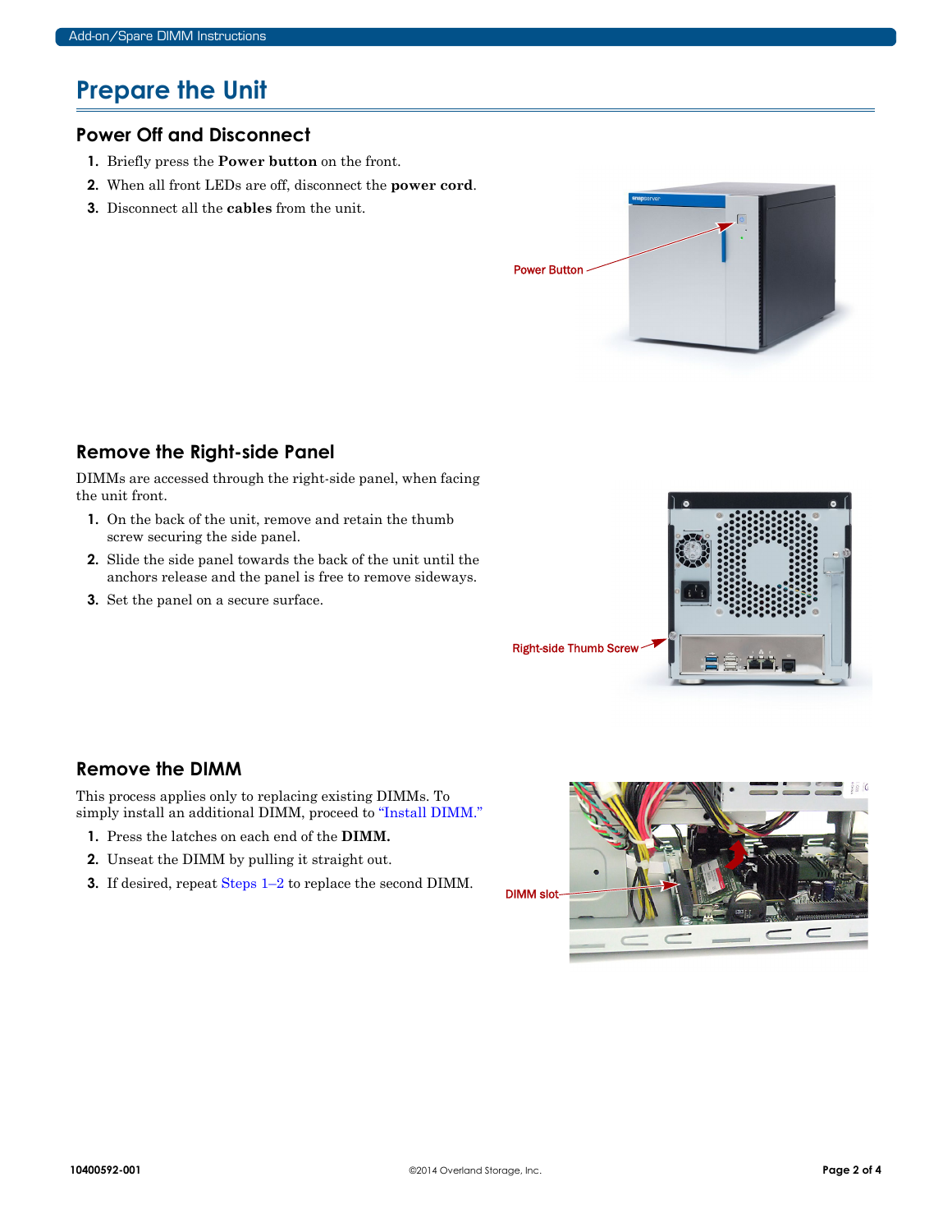# Prepare the Unit

## Power Off and Disconnect

1. Briefly press the **Power button** on the front.
2. When all front LEDs are off, disconnect the **power cord**.
3. Disconnect all the **cables** from the unit.

Power Button

## Remove the Right-side Panel

DIMMs are accessed through the right-side panel, when facing the unit front.

1. On the back of the unit, remove and retain the thumb screw securing the side panel.
2. Slide the side panel towards the back of the unit until the anchors release and the panel is free to remove sideways.
3. Set the panel on a secure surface.

Right-side Thumb Screw

## Remove the DIMM

This process applies only to replacing existing DIMMs. To simply install an additional DIMM, proceed to "Install DIMM."

1. Press the latches on each end of the **DIMM.**
2. Unseat the DIMM by pulling it straight out.
3. If desired, repeat Steps 1–2 to replace the second DIMM.

DIMM slot

10400592-001

©2014 Overland Storage, Inc.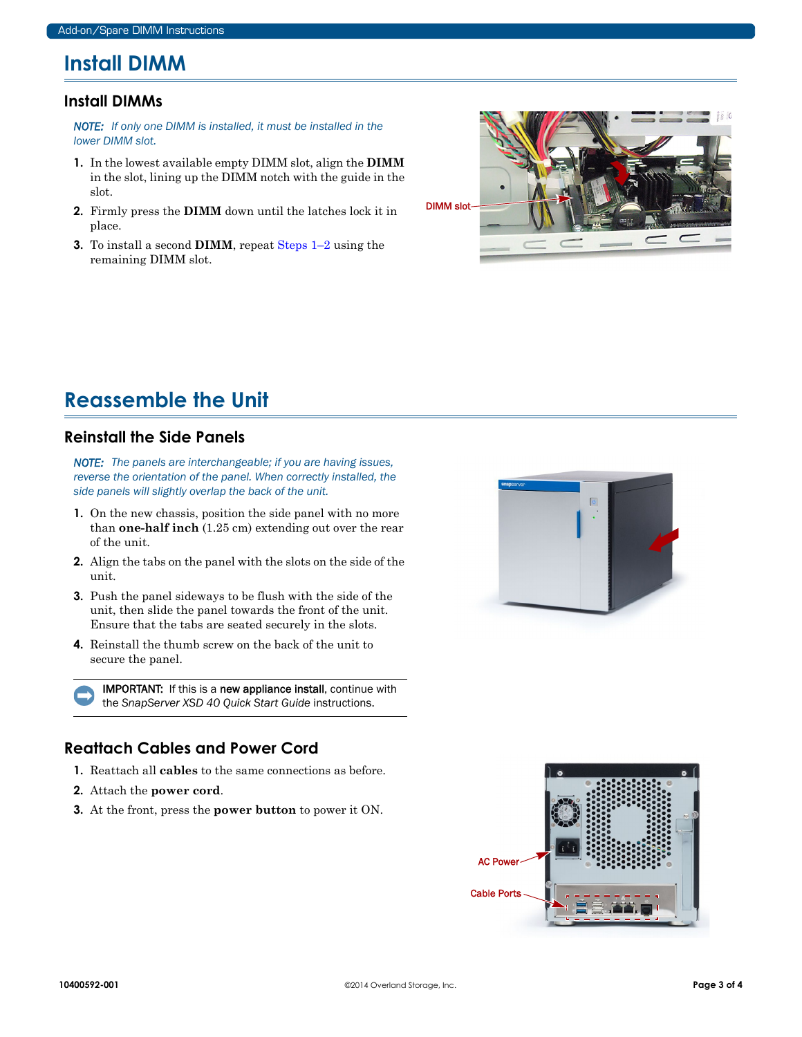# Install DIMM

## Install DIMMs

*NOTE: If only one DIMM is installed, it must be installed in the lower DIMM slot.*

1. In the lowest available empty DIMM slot, align the **DIMM** in the slot, lining up the DIMM notch with the guide in the slot.
2. Firmly press the **DIMM** down until the latches lock it in place.
3. To install a second **DIMM**, repeat Steps 1–2 using the remaining DIMM slot.

DIMM slot

# Reassemble the Unit

## Reinstall the Side Panels

*NOTE: The panels are interchangeable; if you are having issues, reverse the orientation of the panel. When correctly installed, the side panels will slightly overlap the back of the unit.*

1. On the new chassis, position the side panel with no more than **one-half inch** (1.25 cm) extending out over the rear of the unit.
2. Align the tabs on the panel with the slots on the side of the unit.
3. Push the panel sideways to be flush with the side of the unit, then slide the panel towards the front of the unit. Ensure that the tabs are seated securely in the slots.
4. Reinstall the thumb screw on the back of the unit to secure the panel.

IMPORTANT: If this is a **new appliance install**, continue with the *SnapServer XSD 40 Quick Start Guide* instructions.

## Reattach Cables and Power Cord

1. Reattach all **cables** to the same connections as before.
2. Attach the **power cord**.
3. At the front, press the **power button** to power it ON.

AC Power

Cable Ports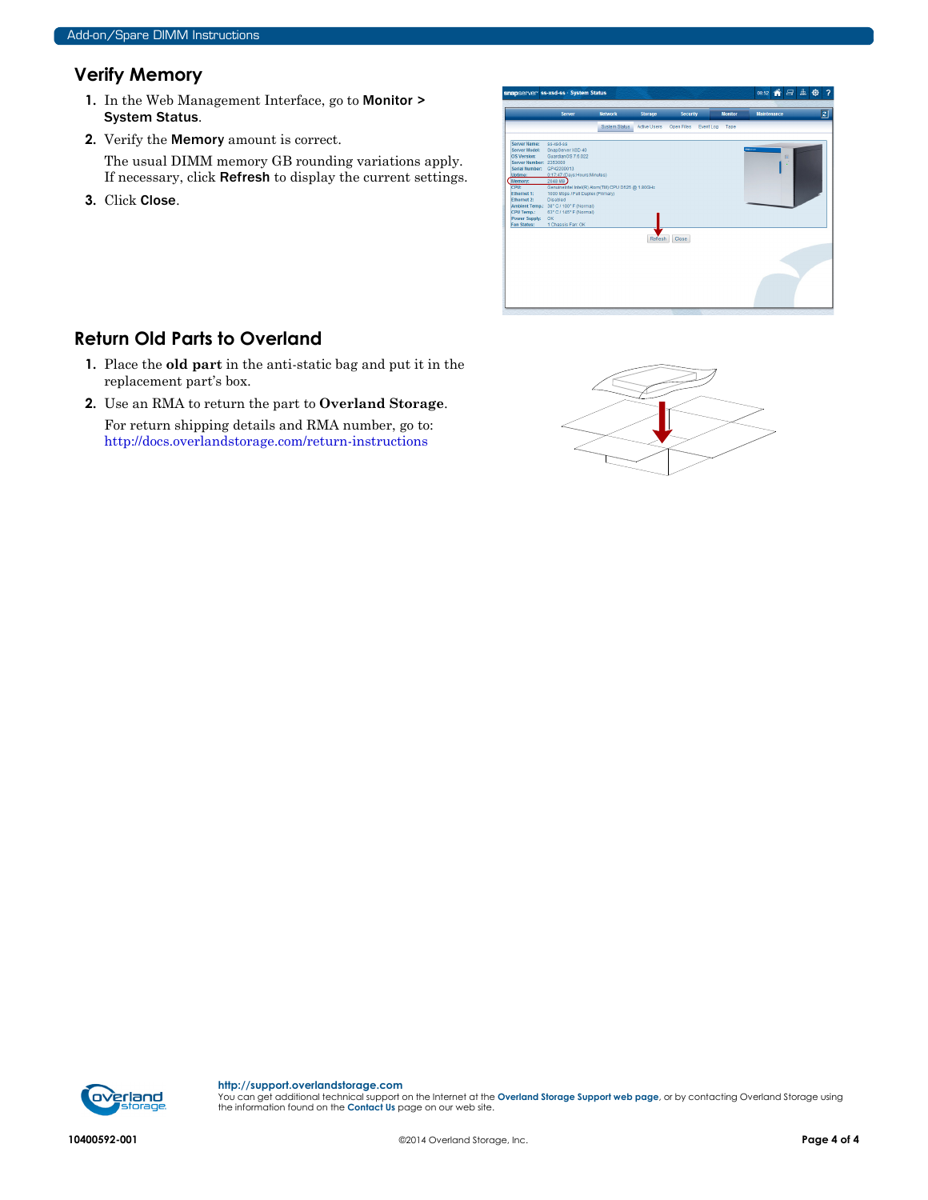## Verify Memory

1. In the Web Management Interface, go to **Monitor > System Status**.
2. Verify the **Memory** amount is correct.

   The usual DIMM memory GB rounding variations apply. If necessary, click **Refresh** to display the current settings.
3. Click **Close**.

## Return Old Parts to Overland

1. Place the **old part** in the anti-static bag and put it in the replacement part's box.
2. Use an RMA to return the part to **Overland Storage**.

   For return shipping details and RMA number, go to: http://docs.overlandstorage.com/return-instructions

**http://support.overlandstorage.com**
You can get additional technical support on the Internet at the **Overland Storage Support web page**, or by contacting Overland Storage using the information found on the **Contact Us** page on our web site.

10400592-001

©2014 Overland Storage, Inc.